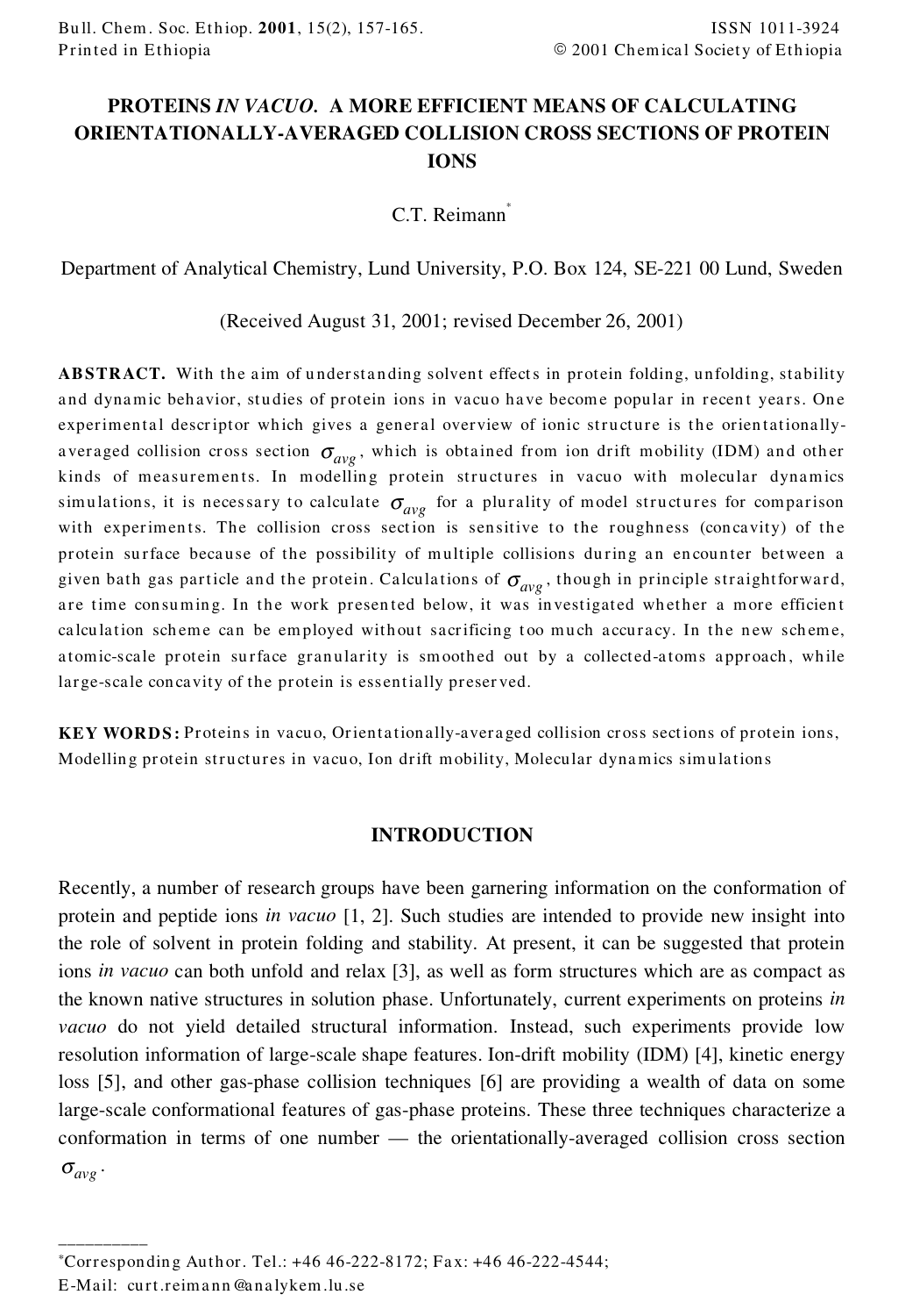# PROTEINS *IN VACUO*. A MORE EFFICIENT MEANS OF CALCULATING ORIENTATIONALLY-AVERAGED COLLISION CROSS SECTIONS OF PROTEIN IONS

C.T. Reimann*

Department of Analytical Chemistry, Lund University, P.O. Box 124, SE-221 00 Lund, Sweden

(Received August 31, 2001; revised December 26, 2001)

**ABSTRACT.** With the aim of understanding solvent effects in protein folding, unfolding, stability and dynamic behavior, studies of protein ions in vacuo have become popular in recent years. One experimental descriptor which gives a general overview of ionic structure is the orientationally-averaged collision cross section $\sigma_{avg}$, which is obtained from ion drift mobility (IDM) and other kinds of measurements. In modelling protein structures in vacuo with molecular dynamics simulations, it is necessary to calculate $\sigma_{avg}$ for a plurality of model structures for comparison with experiments. The collision cross section is sensitive to the roughness (concavity) of the protein surface because of the possibility of multiple collisions during an encounter between a given bath gas particle and the protein. Calculations of $\sigma_{avg}$, though in principle straightforward, are time consuming. In the work presented below, it was investigated whether a more efficient calculation scheme can be employed without sacrificing too much accuracy. In the new scheme, atomic-scale protein surface granularity is smoothed out by a collected-atoms approach, while large-scale concavity of the protein is essentially preserved.

**KEY WORDS:** Proteins in vacuo, Orientationally-averaged collision cross sections of protein ions, Modelling protein structures in vacuo, Ion drift mobility, Molecular dynamics simulations

## INTRODUCTION

Recently, a number of research groups have been garnering information on the conformation of protein and peptide ions *in vacuo* [1, 2]. Such studies are intended to provide new insight into the role of solvent in protein folding and stability. At present, it can be suggested that protein ions *in vacuo* can both unfold and relax [3], as well as form structures which are as compact as the known native structures in solution phase. Unfortunately, current experiments on proteins *in vacuo* do not yield detailed structural information. Instead, such experiments provide low resolution information of large-scale shape features. Ion-drift mobility (IDM) [4], kinetic energy loss [5], and other gas-phase collision techniques [6] are providing a wealth of data on some large-scale conformational features of gas-phase proteins. These three techniques characterize a conformation in terms of one number — the orientationally-averaged collision cross section $\sigma_{avg}$.

---

*Corresponding Author. Tel.: +46 46-222-8172; Fax: +46 46-222-4544; E-Mail: curt.reimann@analykem.lu.se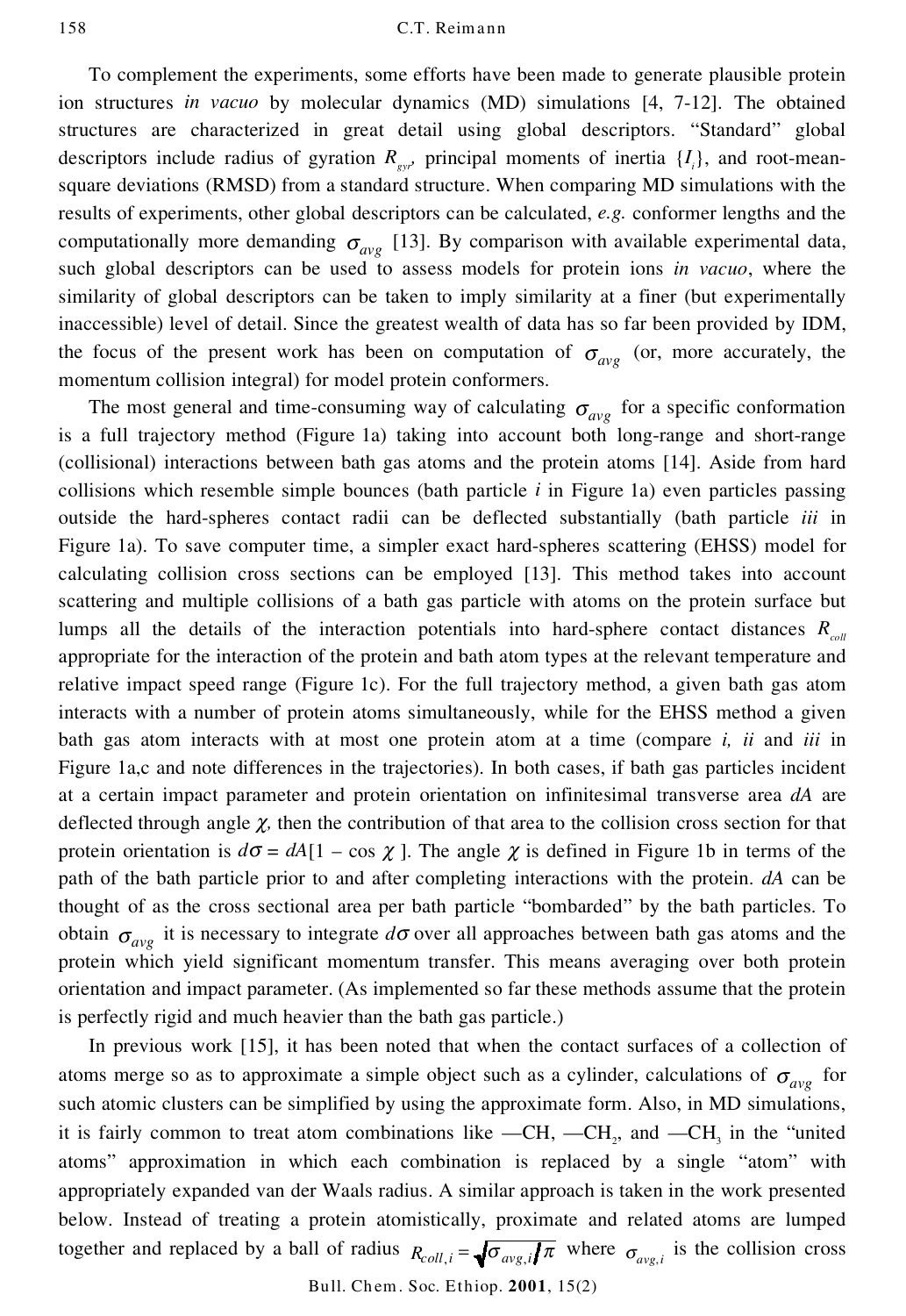To complement the experiments, some efforts have been made to generate plausible protein ion structures *in vacuo* by molecular dynamics (MD) simulations [4, 7-12]. The obtained structures are characterized in great detail using global descriptors. "Standard" global descriptors include radius of gyration $R_{gyr}$, principal moments of inertia $\{I_i\}$, and root-mean-square deviations (RMSD) from a standard structure. When comparing MD simulations with the results of experiments, other global descriptors can be calculated, *e.g.* conformer lengths and the computationally more demanding $\sigma_{avg}$ [13]. By comparison with available experimental data, such global descriptors can be used to assess models for protein ions *in vacuo*, where the similarity of global descriptors can be taken to imply similarity at a finer (but experimentally inaccessible) level of detail. Since the greatest wealth of data has so far been provided by IDM, the focus of the present work has been on computation of $\sigma_{avg}$ (or, more accurately, the momentum collision integral) for model protein conformers.

The most general and time-consuming way of calculating $\sigma_{avg}$ for a specific conformation is a full trajectory method (Figure 1a) taking into account both long-range and short-range (collisional) interactions between bath gas atoms and the protein atoms [14]. Aside from hard collisions which resemble simple bounces (bath particle *i* in Figure 1a) even particles passing outside the hard-spheres contact radii can be deflected substantially (bath particle *iii* in Figure 1a). To save computer time, a simpler exact hard-spheres scattering (EHSS) model for calculating collision cross sections can be employed [13]. This method takes into account scattering and multiple collisions of a bath gas particle with atoms on the protein surface but lumps all the details of the interaction potentials into hard-sphere contact distances $R_{coll}$ appropriate for the interaction of the protein and bath atom types at the relevant temperature and relative impact speed range (Figure 1c). For the full trajectory method, a given bath gas atom interacts with a number of protein atoms simultaneously, while for the EHSS method a given bath gas atom interacts with at most one protein atom at a time (compare *i, ii* and *iii* in Figure 1a,c and note differences in the trajectories). In both cases, if bath gas particles incident at a certain impact parameter and protein orientation on infinitesimal transverse area $dA$ are deflected through angle $\chi$, then the contribution of that area to the collision cross section for that protein orientation is $d\sigma = dA[1 - \cos \chi]$. The angle $\chi$ is defined in Figure 1b in terms of the path of the bath particle prior to and after completing interactions with the protein. $dA$ can be thought of as the cross sectional area per bath particle "bombarded" by the bath particles. To obtain $\sigma_{avg}$ it is necessary to integrate $d\sigma$ over all approaches between bath gas atoms and the protein which yield significant momentum transfer. This means averaging over both protein orientation and impact parameter. (As implemented so far these methods assume that the protein is perfectly rigid and much heavier than the bath gas particle.)

In previous work [15], it has been noted that when the contact surfaces of a collection of atoms merge so as to approximate a simple object such as a cylinder, calculations of $\sigma_{avg}$ for such atomic clusters can be simplified by using the approximate form. Also, in MD simulations, it is fairly common to treat atom combinations like —CH, —$CH_2$, and —$CH_3$ in the "united atoms" approximation in which each combination is replaced by a single "atom" with appropriately expanded van der Waals radius. A similar approach is taken in the work presented below. Instead of treating a protein atomistically, proximate and related atoms are lumped together and replaced by a ball of radius $R_{coll,i} = \sqrt{\sigma_{avg,i}/\pi}$ where $\sigma_{avg,i}$ is the collision cross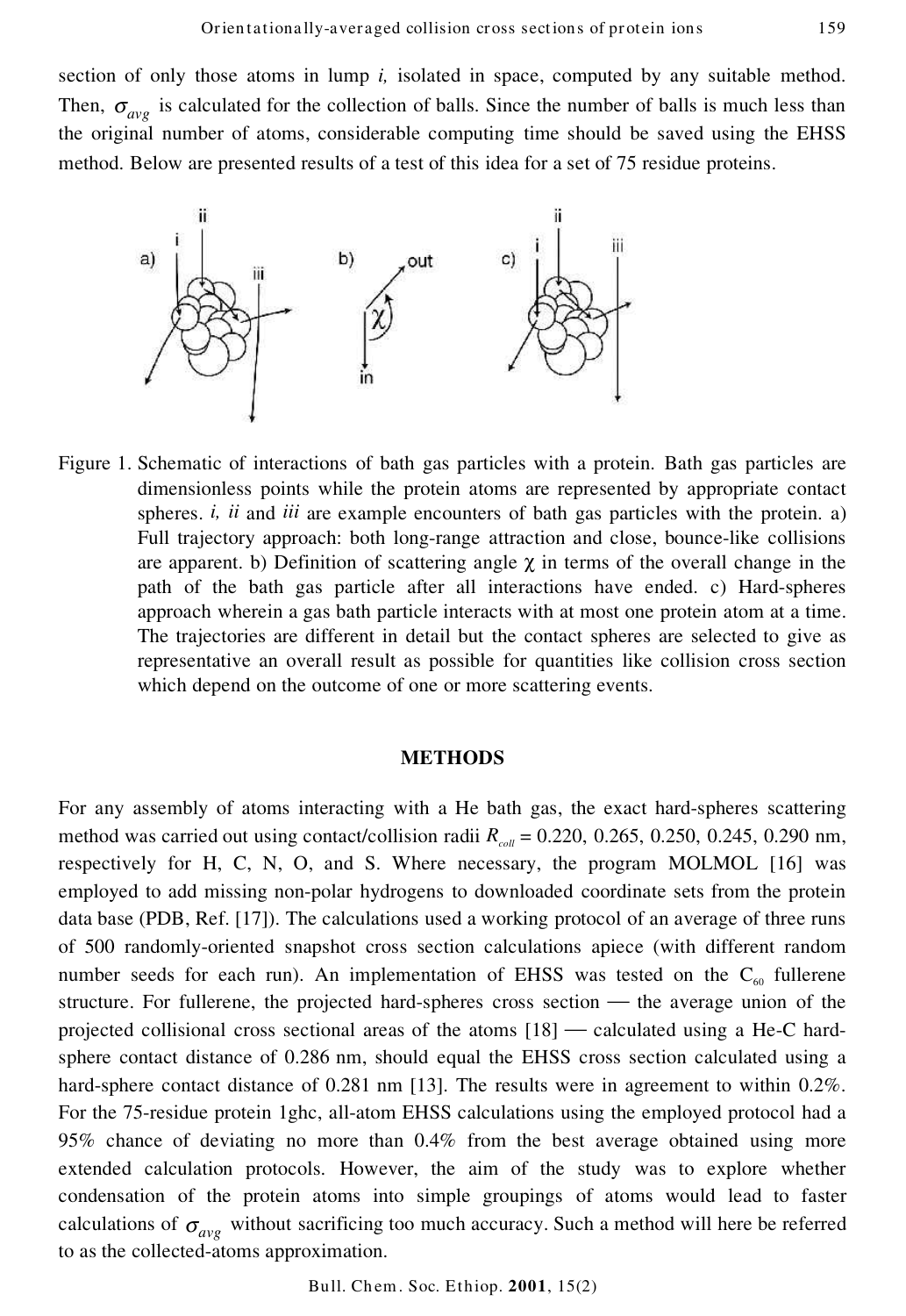section of only those atoms in lump *i,* isolated in space, computed by any suitable method. Then, $\sigma_{avg}$ is calculated for the collection of balls. Since the number of balls is much less than the original number of atoms, considerable computing time should be saved using the EHSS method. Below are presented results of a test of this idea for a set of 75 residue proteins.

Figure 1. Schematic of interactions of bath gas particles with a protein. Bath gas particles are dimensionless points while the protein atoms are represented by appropriate contact spheres. *i, ii* and *iii* are example encounters of bath gas particles with the protein. a) Full trajectory approach: both long-range attraction and close, bounce-like collisions are apparent. b) Definition of scattering angle $\chi$ in terms of the overall change in the path of the bath gas particle after all interactions have ended. c) Hard-spheres approach wherein a gas bath particle interacts with at most one protein atom at a time. The trajectories are different in detail but the contact spheres are selected to give as representative an overall result as possible for quantities like collision cross section which depend on the outcome of one or more scattering events.

## METHODS

For any assembly of atoms interacting with a He bath gas, the exact hard-spheres scattering method was carried out using contact/collision radii $R_{coll}$ = 0.220, 0.265, 0.250, 0.245, 0.290 nm, respectively for H, C, N, O, and S. Where necessary, the program MOLMOL [16] was employed to add missing non-polar hydrogens to downloaded coordinate sets from the protein data base (PDB, Ref. [17]). The calculations used a working protocol of an average of three runs of 500 randomly-oriented snapshot cross section calculations apiece (with different random number seeds for each run). An implementation of EHSS was tested on the $C_{60}$ fullerene structure. For fullerene, the projected hard-spheres cross section — the average union of the projected collisional cross sectional areas of the atoms [18] — calculated using a He-C hard-sphere contact distance of 0.286 nm, should equal the EHSS cross section calculated using a hard-sphere contact distance of 0.281 nm [13]. The results were in agreement to within 0.2%. For the 75-residue protein 1ghc, all-atom EHSS calculations using the employed protocol had a 95% chance of deviating no more than 0.4% from the best average obtained using more extended calculation protocols. However, the aim of the study was to explore whether condensation of the protein atoms into simple groupings of atoms would lead to faster calculations of $\sigma_{avg}$ without sacrificing too much accuracy. Such a method will here be referred to as the collected-atoms approximation.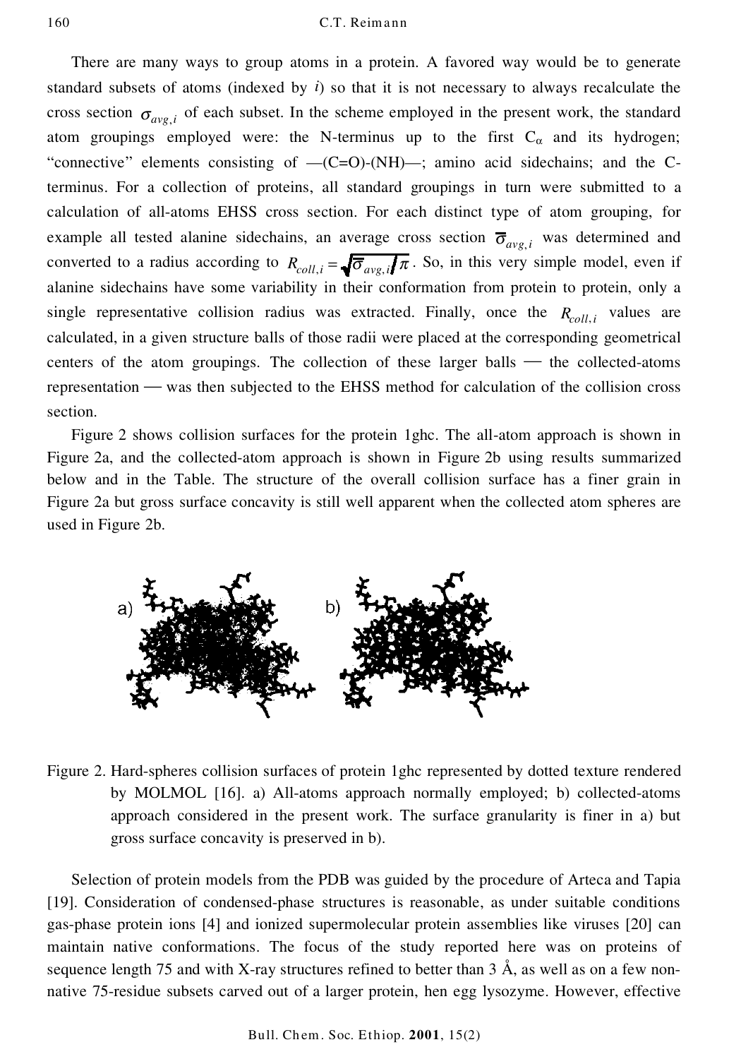There are many ways to group atoms in a protein. A favored way would be to generate standard subsets of atoms (indexed by $i$) so that it is not necessary to always recalculate the cross section $\sigma_{avg,i}$ of each subset. In the scheme employed in the present work, the standard atom groupings employed were: the N-terminus up to the first $C_\alpha$ and its hydrogen; "connective" elements consisting of —(C=O)-(NH)—; amino acid sidechains; and the C-terminus. For a collection of proteins, all standard groupings in turn were submitted to a calculation of all-atoms EHSS cross section. For each distinct type of atom grouping, for example all tested alanine sidechains, an average cross section $\overline{\sigma}_{avg,i}$ was determined and converted to a radius according to $R_{coll,i} = \sqrt{\overline{\sigma}_{avg,i}/\pi}$. So, in this very simple model, even if alanine sidechains have some variability in their conformation from protein to protein, only a single representative collision radius was extracted. Finally, once the $R_{coll,i}$ values are calculated, in a given structure balls of those radii were placed at the corresponding geometrical centers of the atom groupings. The collection of these larger balls — the collected-atoms representation — was then subjected to the EHSS method for calculation of the collision cross section.

Figure 2 shows collision surfaces for the protein 1ghc. The all-atom approach is shown in Figure 2a, and the collected-atom approach is shown in Figure 2b using results summarized below and in the Table. The structure of the overall collision surface has a finer grain in Figure 2a but gross surface concavity is still well apparent when the collected atom spheres are used in Figure 2b.

Figure 2. Hard-spheres collision surfaces of protein 1ghc represented by dotted texture rendered by MOLMOL [16]. a) All-atoms approach normally employed; b) collected-atoms approach considered in the present work. The surface granularity is finer in a) but gross surface concavity is preserved in b).

Selection of protein models from the PDB was guided by the procedure of Arteca and Tapia [19]. Consideration of condensed-phase structures is reasonable, as under suitable conditions gas-phase protein ions [4] and ionized supermolecular protein assemblies like viruses [20] can maintain native conformations. The focus of the study reported here was on proteins of sequence length 75 and with X-ray structures refined to better than 3 Å, as well as on a few non-native 75-residue subsets carved out of a larger protein, hen egg lysozyme. However, effective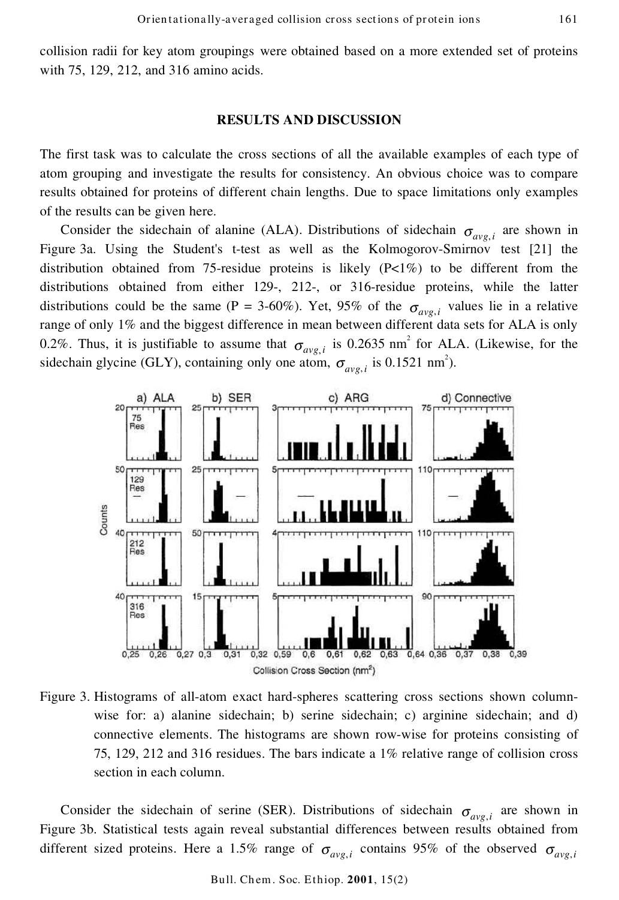collision radii for key atom groupings were obtained based on a more extended set of proteins with 75, 129, 212, and 316 amino acids.

## RESULTS AND DISCUSSION

The first task was to calculate the cross sections of all the available examples of each type of atom grouping and investigate the results for consistency. An obvious choice was to compare results obtained for proteins of different chain lengths. Due to space limitations only examples of the results can be given here.

Consider the sidechain of alanine (ALA). Distributions of sidechain $\sigma_{avg,i}$ are shown in Figure 3a. Using the Student's t-test as well as the Kolmogorov-Smirnov test [21] the distribution obtained from 75-residue proteins is likely (P<1%) to be different from the distributions obtained from either 129-, 212-, or 316-residue proteins, while the latter distributions could be the same (P = 3-60%). Yet, 95% of the $\sigma_{avg,i}$ values lie in a relative range of only 1% and the biggest difference in mean between different data sets for ALA is only 0.2%. Thus, it is justifiable to assume that $\sigma_{avg,i}$ is 0.2635 nm$^2$ for ALA. (Likewise, for the sidechain glycine (GLY), containing only one atom, $\sigma_{avg,i}$ is 0.1521 nm$^2$).

Figure 3. Histograms of all-atom exact hard-spheres scattering cross sections shown column-wise for: a) alanine sidechain; b) serine sidechain; c) arginine sidechain; and d) connective elements. The histograms are shown row-wise for proteins consisting of 75, 129, 212 and 316 residues. The bars indicate a 1% relative range of collision cross section in each column.

Consider the sidechain of serine (SER). Distributions of sidechain $\sigma_{avg,i}$ are shown in Figure 3b. Statistical tests again reveal substantial differences between results obtained from different sized proteins. Here a 1.5% range of $\sigma_{avg,i}$ contains 95% of the observed $\sigma_{avg,i}$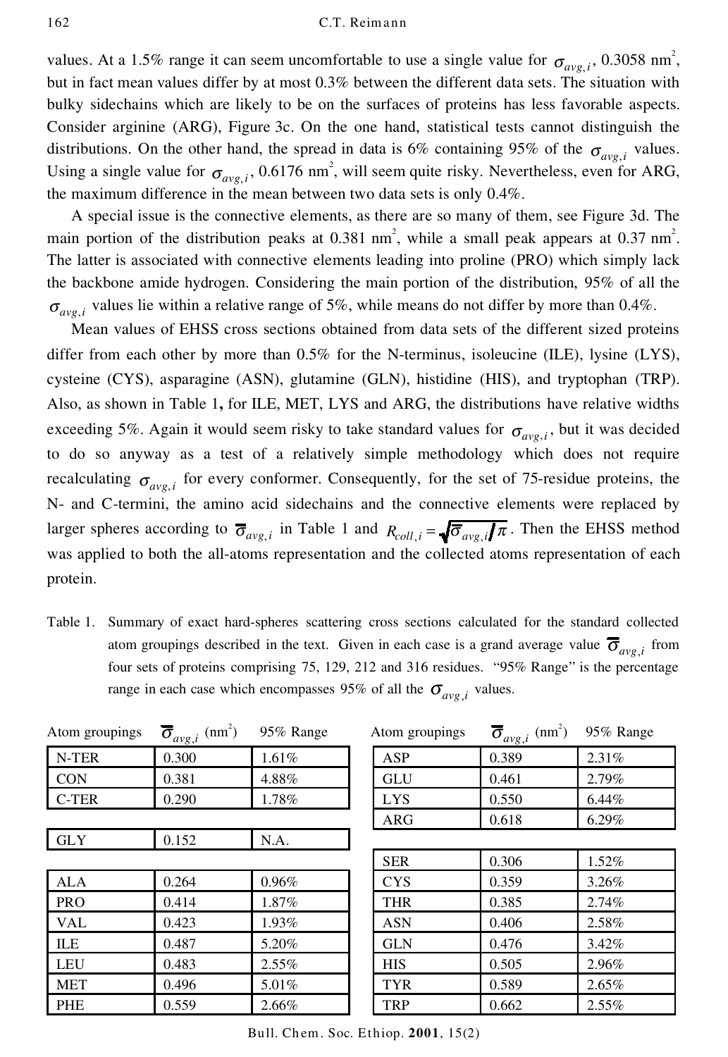values. At a 1.5% range it can seem uncomfortable to use a single value for $\sigma_{avg,i}$, 0.3058 nm$^2$, but in fact mean values differ by at most 0.3% between the different data sets. The situation with bulky sidechains which are likely to be on the surfaces of proteins has less favorable aspects. Consider arginine (ARG), Figure 3c. On the one hand, statistical tests cannot distinguish the distributions. On the other hand, the spread in data is 6% containing 95% of the $\sigma_{avg,i}$ values. Using a single value for $\sigma_{avg,i}$, 0.6176 nm$^2$, will seem quite risky. Nevertheless, even for ARG, the maximum difference in the mean between two data sets is only 0.4%.

A special issue is the connective elements, as there are so many of them, see Figure 3d. The main portion of the distribution peaks at 0.381 nm$^2$, while a small peak appears at 0.37 nm$^2$. The latter is associated with connective elements leading into proline (PRO) which simply lack the backbone amide hydrogen. Considering the main portion of the distribution, 95% of all the $\sigma_{avg,i}$ values lie within a relative range of 5%, while means do not differ by more than 0.4%.

Mean values of EHSS cross sections obtained from data sets of the different sized proteins differ from each other by more than 0.5% for the N-terminus, isoleucine (ILE), lysine (LYS), cysteine (CYS), asparagine (ASN), glutamine (GLN), histidine (HIS), and tryptophan (TRP). Also, as shown in Table 1**,** for ILE, MET, LYS and ARG, the distributions have relative widths exceeding 5%. Again it would seem risky to take standard values for $\sigma_{avg,i}$, but it was decided to do so anyway as a test of a relatively simple methodology which does not require recalculating $\sigma_{avg,i}$ for every conformer. Consequently, for the set of 75-residue proteins, the N- and C-termini, the amino acid sidechains and the connective elements were replaced by larger spheres according to $\overline{\sigma}_{avg,i}$ in Table 1 and $R_{coll,i} = \sqrt{\overline{\sigma}_{avg,i}/\pi}$. Then the EHSS method was applied to both the all-atoms representation and the collected atoms representation of each protein.

Table 1. Summary of exact hard-spheres scattering cross sections calculated for the standard collected atom groupings described in the text. Given in each case is a grand average value $\overline{\sigma}_{avg,i}$ from four sets of proteins comprising 75, 129, 212 and 316 residues. "95% Range" is the percentage range in each case which encompasses 95% of all the $\sigma_{avg,i}$ values.

| Atom groupings | $\overline{\sigma}_{avg,i}$ (nm$^2$) | 95% Range | Atom groupings | $\overline{\sigma}_{avg,i}$ (nm$^2$) | 95% Range |
|---|---|---|---|---|---|
| N-TER | 0.300 | 1.61% | ASP | 0.389 | 2.31% |
| CON | 0.381 | 4.88% | GLU | 0.461 | 2.79% |
| C-TER | 0.290 | 1.78% | LYS | 0.550 | 6.44% |
| | | | ARG | 0.618 | 6.29% |
| GLY | 0.152 | N.A. | | | |
| | | | SER | 0.306 | 1.52% |
| ALA | 0.264 | 0.96% | CYS | 0.359 | 3.26% |
| PRO | 0.414 | 1.87% | THR | 0.385 | 2.74% |
| VAL | 0.423 | 1.93% | ASN | 0.406 | 2.58% |
| ILE | 0.487 | 5.20% | GLN | 0.476 | 3.42% |
| LEU | 0.483 | 2.55% | HIS | 0.505 | 2.96% |
| MET | 0.496 | 5.01% | TYR | 0.589 | 2.65% |
| PHE | 0.559 | 2.66% | TRP | 0.662 | 2.55% |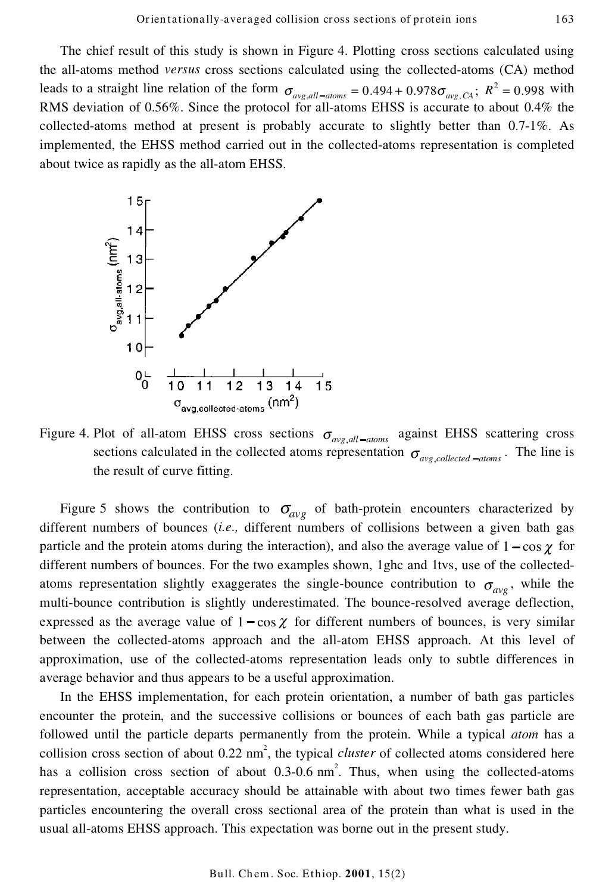The chief result of this study is shown in Figure 4. Plotting cross sections calculated using the all-atoms method *versus* cross sections calculated using the collected-atoms (CA) method leads to a straight line relation of the form $\sigma_{avg,all-atoms} = 0.494 + 0.978\sigma_{avg,CA}$; $R^2 = 0.998$ with RMS deviation of 0.56%. Since the protocol for all-atoms EHSS is accurate to about 0.4% the collected-atoms method at present is probably accurate to slightly better than 0.7-1%. As implemented, the EHSS method carried out in the collected-atoms representation is completed about twice as rapidly as the all-atom EHSS.

Figure 4. Plot of all-atom EHSS cross sections $\sigma_{avg,all-atoms}$ against EHSS scattering cross sections calculated in the collected atoms representation $\sigma_{avg,collected-atoms}$. The line is the result of curve fitting.

Figure 5 shows the contribution to $\sigma_{avg}$ of bath-protein encounters characterized by different numbers of bounces (*i.e.,* different numbers of collisions between a given bath gas particle and the protein atoms during the interaction), and also the average value of $1 - \cos\chi$ for different numbers of bounces. For the two examples shown, 1ghc and 1tvs, use of the collected-atoms representation slightly exaggerates the single-bounce contribution to $\sigma_{avg}$, while the multi-bounce contribution is slightly underestimated. The bounce-resolved average deflection, expressed as the average value of $1 - \cos\chi$ for different numbers of bounces, is very similar between the collected-atoms approach and the all-atom EHSS approach. At this level of approximation, use of the collected-atoms representation leads only to subtle differences in average behavior and thus appears to be a useful approximation.

In the EHSS implementation, for each protein orientation, a number of bath gas particles encounter the protein, and the successive collisions or bounces of each bath gas particle are followed until the particle departs permanently from the protein. While a typical *atom* has a collision cross section of about 0.22 $nm^2$, the typical *cluster* of collected atoms considered here has a collision cross section of about 0.3-0.6 $nm^2$. Thus, when using the collected-atoms representation, acceptable accuracy should be attainable with about two times fewer bath gas particles encountering the overall cross sectional area of the protein than what is used in the usual all-atoms EHSS approach. This expectation was borne out in the present study.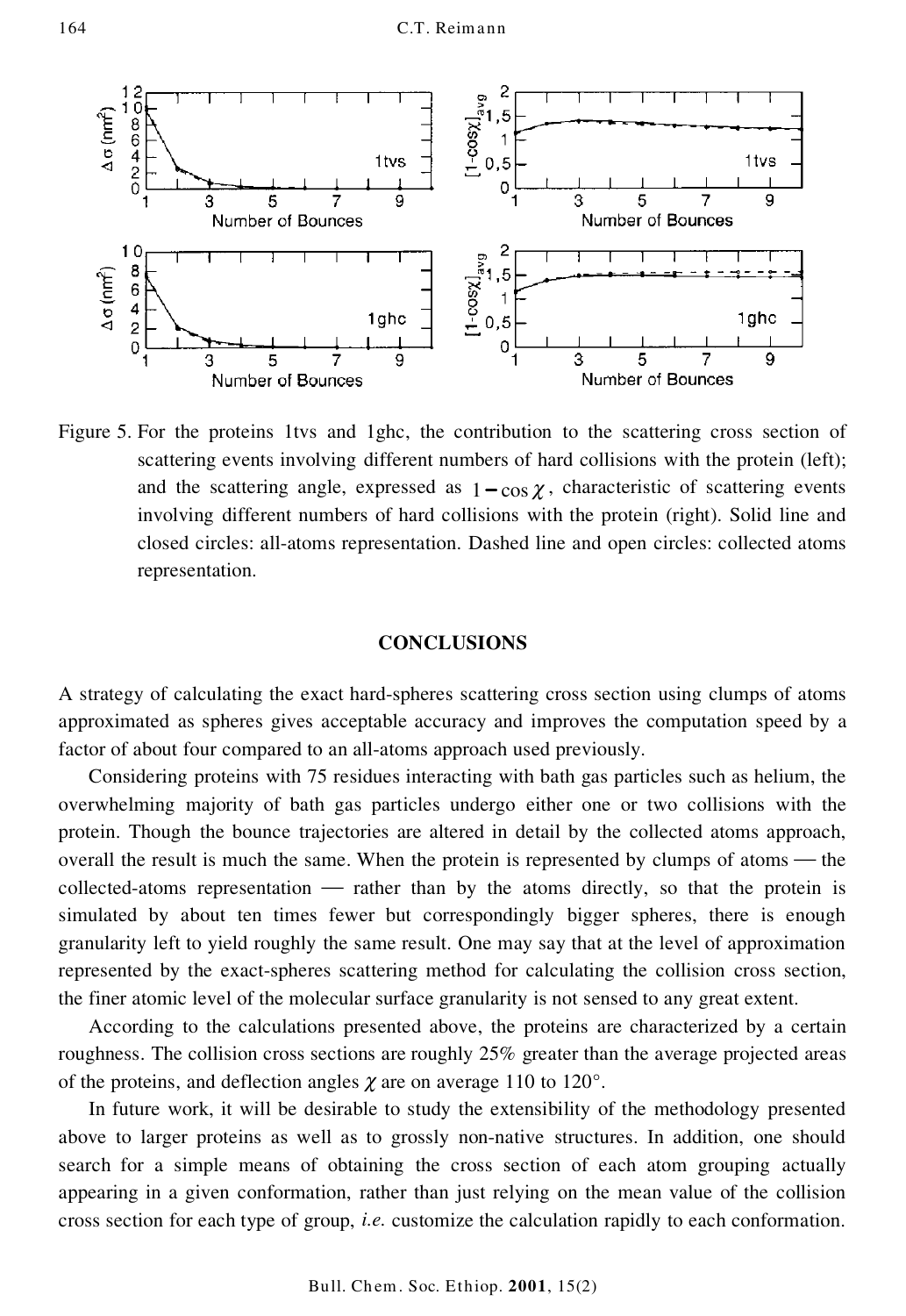Figure 5. For the proteins 1tvs and 1ghc, the contribution to the scattering cross section of scattering events involving different numbers of hard collisions with the protein (left); and the scattering angle, expressed as $1 - \cos\chi$, characteristic of scattering events involving different numbers of hard collisions with the protein (right). Solid line and closed circles: all-atoms representation. Dashed line and open circles: collected atoms representation.

## CONCLUSIONS

A strategy of calculating the exact hard-spheres scattering cross section using clumps of atoms approximated as spheres gives acceptable accuracy and improves the computation speed by a factor of about four compared to an all-atoms approach used previously.

Considering proteins with 75 residues interacting with bath gas particles such as helium, the overwhelming majority of bath gas particles undergo either one or two collisions with the protein. Though the bounce trajectories are altered in detail by the collected atoms approach, overall the result is much the same. When the protein is represented by clumps of atoms — the collected-atoms representation — rather than by the atoms directly, so that the protein is simulated by about ten times fewer but correspondingly bigger spheres, there is enough granularity left to yield roughly the same result. One may say that at the level of approximation represented by the exact-spheres scattering method for calculating the collision cross section, the finer atomic level of the molecular surface granularity is not sensed to any great extent.

According to the calculations presented above, the proteins are characterized by a certain roughness. The collision cross sections are roughly 25% greater than the average projected areas of the proteins, and deflection angles $\chi$ are on average 110 to 120°.

In future work, it will be desirable to study the extensibility of the methodology presented above to larger proteins as well as to grossly non-native structures. In addition, one should search for a simple means of obtaining the cross section of each atom grouping actually appearing in a given conformation, rather than just relying on the mean value of the collision cross section for each type of group, *i.e.* customize the calculation rapidly to each conformation.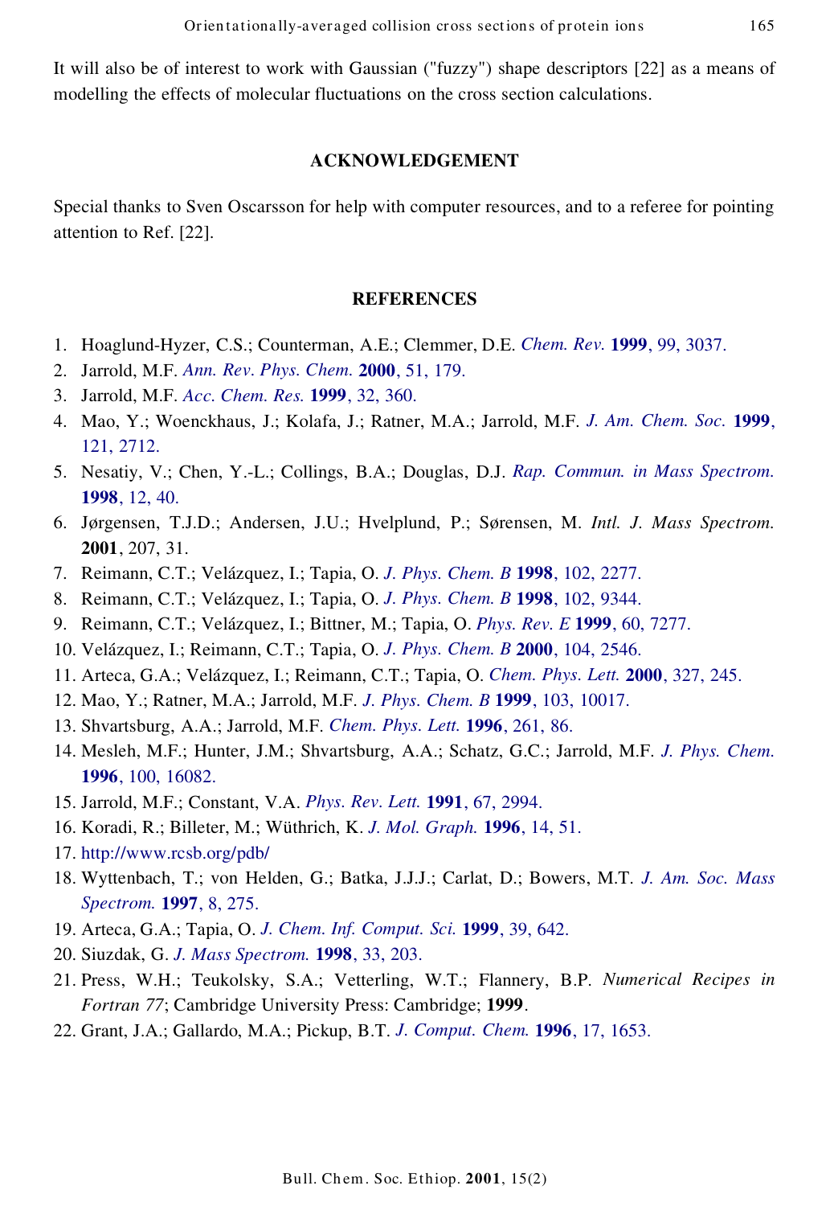It will also be of interest to work with Gaussian ("fuzzy") shape descriptors [22] as a means of modelling the effects of molecular fluctuations on the cross section calculations.

## ACKNOWLEDGEMENT

Special thanks to Sven Oscarsson for help with computer resources, and to a referee for pointing attention to Ref. [22].

## REFERENCES

1. Hoaglund-Hyzer, C.S.; Counterman, A.E.; Clemmer, D.E. *Chem. Rev.* **1999**, 99, 3037.
2. Jarrold, M.F. *Ann. Rev. Phys. Chem.* **2000**, 51, 179.
3. Jarrold, M.F. *Acc. Chem. Res.* **1999**, 32, 360.
4. Mao, Y.; Woenckhaus, J.; Kolafa, J.; Ratner, M.A.; Jarrold, M.F. *J. Am. Chem. Soc.* **1999**, 121, 2712.
5. Nesatiy, V.; Chen, Y.-L.; Collings, B.A.; Douglas, D.J. *Rap. Commun. in Mass Spectrom.* **1998**, 12, 40.
6. Jørgensen, T.J.D.; Andersen, J.U.; Hvelplund, P.; Sørensen, M. *Intl. J. Mass Spectrom.* **2001**, 207, 31.
7. Reimann, C.T.; Velázquez, I.; Tapia, O. *J. Phys. Chem. B* **1998**, 102, 2277.
8. Reimann, C.T.; Velázquez, I.; Tapia, O. *J. Phys. Chem. B* **1998**, 102, 9344.
9. Reimann, C.T.; Velázquez, I.; Bittner, M.; Tapia, O. *Phys. Rev. E* **1999**, 60, 7277.
10. Velázquez, I.; Reimann, C.T.; Tapia, O. *J. Phys. Chem. B* **2000**, 104, 2546.
11. Arteca, G.A.; Velázquez, I.; Reimann, C.T.; Tapia, O. *Chem. Phys. Lett.* **2000**, 327, 245.
12. Mao, Y.; Ratner, M.A.; Jarrold, M.F. *J. Phys. Chem. B* **1999**, 103, 10017.
13. Shvartsburg, A.A.; Jarrold, M.F. *Chem. Phys. Lett.* **1996**, 261, 86.
14. Mesleh, M.F.; Hunter, J.M.; Shvartsburg, A.A.; Schatz, G.C.; Jarrold, M.F. *J. Phys. Chem.* **1996**, 100, 16082.
15. Jarrold, M.F.; Constant, V.A. *Phys. Rev. Lett.* **1991**, 67, 2994.
16. Koradi, R.; Billeter, M.; Wüthrich, K. *J. Mol. Graph.* **1996**, 14, 51.
17. http://www.rcsb.org/pdb/
18. Wyttenbach, T.; von Helden, G.; Batka, J.J.J.; Carlat, D.; Bowers, M.T. *J. Am. Soc. Mass Spectrom.* **1997**, 8, 275.
19. Arteca, G.A.; Tapia, O. *J. Chem. Inf. Comput. Sci.* **1999**, 39, 642.
20. Siuzdak, G. *J. Mass Spectrom.* **1998**, 33, 203.
21. Press, W.H.; Teukolsky, S.A.; Vetterling, W.T.; Flannery, B.P. *Numerical Recipes in Fortran 77*; Cambridge University Press: Cambridge; **1999**.
22. Grant, J.A.; Gallardo, M.A.; Pickup, B.T. *J. Comput. Chem.* **1996**, 17, 1653.